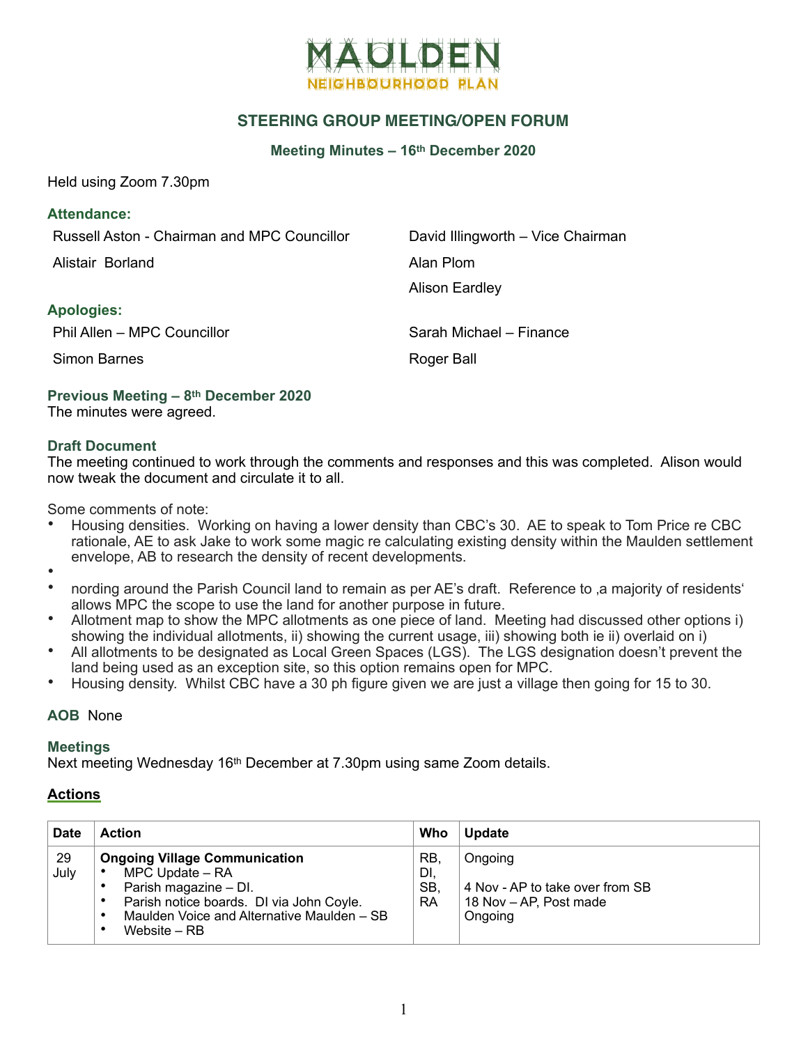# MAULDEN

NEIGHBOURHOOD PLAN

## STEERING GROUP MEETING/OPEN FORUM

### Meeting Minutes – 16th December 2020

Held using Zoom 7.30pm

### Attendance:

Russell Aston - Chairman and MPC Councillor

David Illingworth – Vice Chairman

Alistair Borland

Alan Plom

Alison Eardley

### Apologies:

Phil Allen – MPC Councillor

Sarah Michael – Finance

Simon Barnes

Roger Ball

### Previous Meeting – 8th December 2020

The minutes were agreed.

### Draft Document

The meeting continued to work through the comments and responses and this was completed. Alison would now tweak the document and circulate it to all.

Some comments of note:

- Housing densities. Working on having a lower density than CBC's 30. AE to speak to Tom Price re CBC rationale, AE to ask Jake to work some magic re calculating existing density within the Maulden settlement envelope, AB to research the density of recent developments.
- 
- nording around the Parish Council land to remain as per AE's draft. Reference to 'a majority of residents' allows MPC the scope to use the land for another purpose in future.
- Allotment map to show the MPC allotments as one piece of land. Meeting had discussed other options i) showing the individual allotments, ii) showing the current usage, iii) showing both ie ii) overlaid on i)
- All allotments to be designated as Local Green Spaces (LGS). The LGS designation doesn't prevent the land being used as an exception site, so this option remains open for MPC.
- Housing density. Whilst CBC have a 30 ph figure given we are just a village then going for 15 to 30.

**AOB** None

### Meetings

Next meeting Wednesday 16th December at 7.30pm using same Zoom details.

### Actions

| Date | Action | Who | Update |
|---|---|---|---|
| 29 July | **Ongoing Village Communication**<br>• MPC Update – RA<br>• Parish magazine – DI.<br>• Parish notice boards. DI via John Coyle.<br>• Maulden Voice and Alternative Maulden – SB<br>• Website – RB | RB, DI, SB, RA | Ongoing<br><br>4 Nov - AP to take over from SB<br>18 Nov – AP, Post made<br>Ongoing |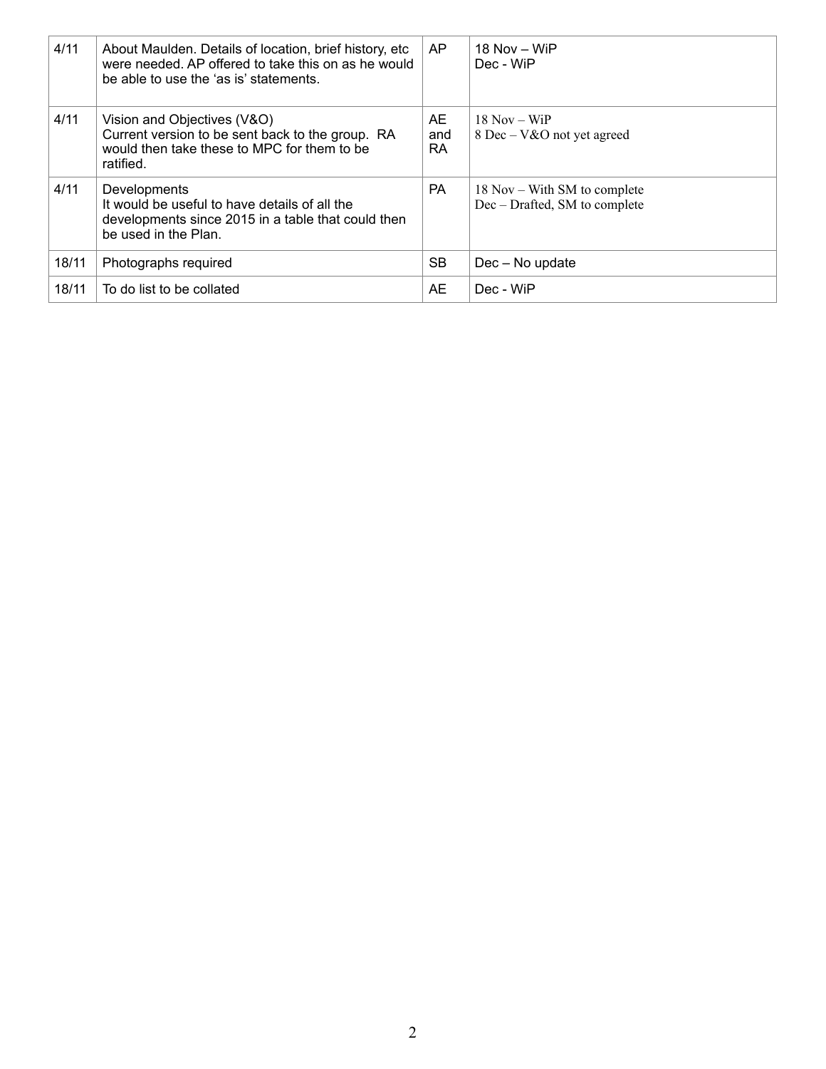| | | | |
|---|---|---|---|
| 4/11 | About Maulden. Details of location, brief history, etc were needed. AP offered to take this on as he would be able to use the 'as is' statements. | AP | 18 Nov – WiP<br>Dec - WiP |
| 4/11 | Vision and Objectives (V&O)<br>Current version to be sent back to the group. RA would then take these to MPC for them to be ratified. | AE and RA | 18 Nov – WiP<br>8 Dec – V&O not yet agreed |
| 4/11 | Developments<br>It would be useful to have details of all the developments since 2015 in a table that could then be used in the Plan. | PA | 18 Nov – With SM to complete<br>Dec – Drafted, SM to complete |
| 18/11 | Photographs required | SB | Dec – No update |
| 18/11 | To do list to be collated | AE | Dec - WiP |